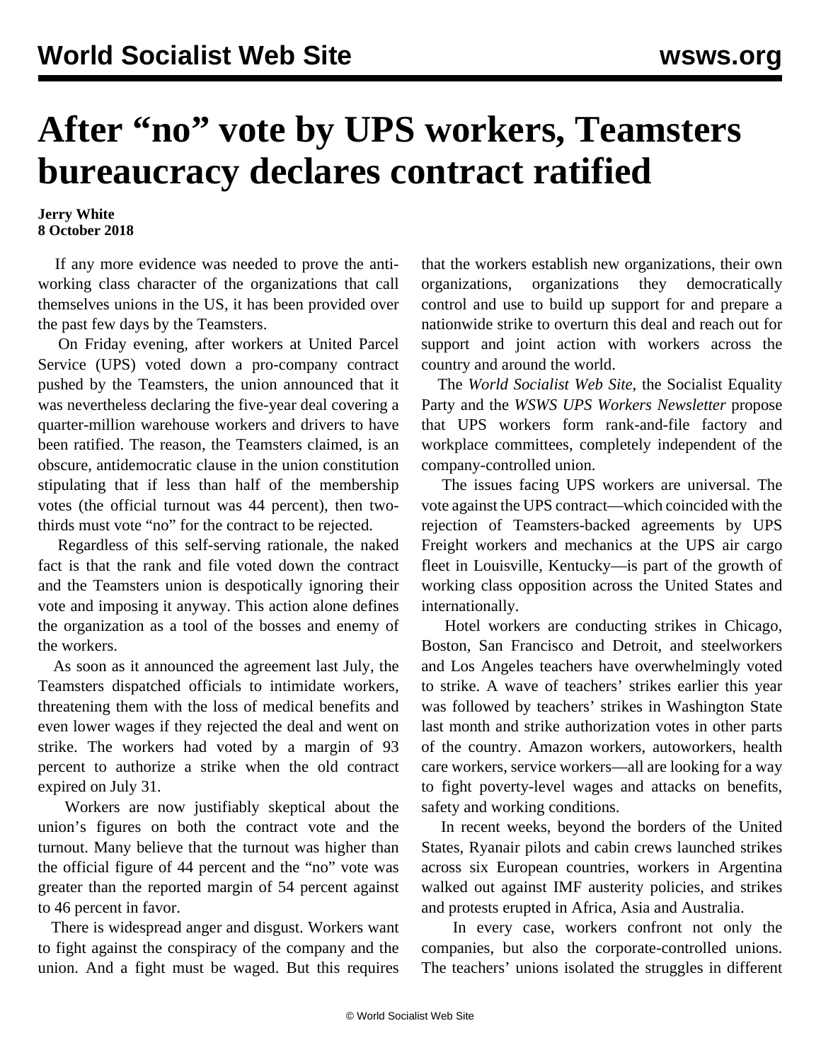# After "no" vote by UPS workers, Teamsters bureaucracy declares contract ratified

**Jerry White**
**8 October 2018**

If any more evidence was needed to prove the anti-working class character of the organizations that call themselves unions in the US, it has been provided over the past few days by the Teamsters.

On Friday evening, after workers at United Parcel Service (UPS) voted down a pro-company contract pushed by the Teamsters, the union announced that it was nevertheless declaring the five-year deal covering a quarter-million warehouse workers and drivers to have been ratified. The reason, the Teamsters claimed, is an obscure, antidemocratic clause in the union constitution stipulating that if less than half of the membership votes (the official turnout was 44 percent), then two-thirds must vote "no" for the contract to be rejected.

Regardless of this self-serving rationale, the naked fact is that the rank and file voted down the contract and the Teamsters union is despotically ignoring their vote and imposing it anyway. This action alone defines the organization as a tool of the bosses and enemy of the workers.

As soon as it announced the agreement last July, the Teamsters dispatched officials to intimidate workers, threatening them with the loss of medical benefits and even lower wages if they rejected the deal and went on strike. The workers had voted by a margin of 93 percent to authorize a strike when the old contract expired on July 31.

Workers are now justifiably skeptical about the union's figures on both the contract vote and the turnout. Many believe that the turnout was higher than the official figure of 44 percent and the "no" vote was greater than the reported margin of 54 percent against to 46 percent in favor.

There is widespread anger and disgust. Workers want to fight against the conspiracy of the company and the union. And a fight must be waged. But this requires that the workers establish new organizations, their own organizations, organizations they democratically control and use to build up support for and prepare a nationwide strike to overturn this deal and reach out for support and joint action with workers across the country and around the world.

The *World Socialist Web Site*, the Socialist Equality Party and the *WSWS UPS Workers Newsletter* propose that UPS workers form rank-and-file factory and workplace committees, completely independent of the company-controlled union.

The issues facing UPS workers are universal. The vote against the UPS contract—which coincided with the rejection of Teamsters-backed agreements by UPS Freight workers and mechanics at the UPS air cargo fleet in Louisville, Kentucky—is part of the growth of working class opposition across the United States and internationally.

Hotel workers are conducting strikes in Chicago, Boston, San Francisco and Detroit, and steelworkers and Los Angeles teachers have overwhelmingly voted to strike. A wave of teachers' strikes earlier this year was followed by teachers' strikes in Washington State last month and strike authorization votes in other parts of the country. Amazon workers, autoworkers, health care workers, service workers—all are looking for a way to fight poverty-level wages and attacks on benefits, safety and working conditions.

In recent weeks, beyond the borders of the United States, Ryanair pilots and cabin crews launched strikes across six European countries, workers in Argentina walked out against IMF austerity policies, and strikes and protests erupted in Africa, Asia and Australia.

In every case, workers confront not only the companies, but also the corporate-controlled unions. The teachers' unions isolated the struggles in different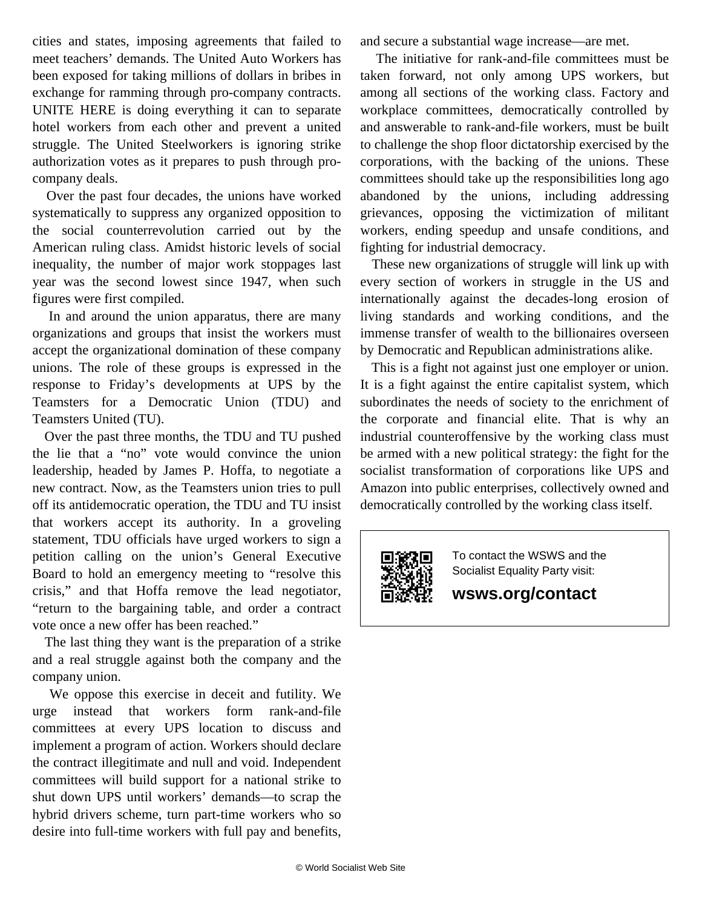cities and states, imposing agreements that failed to meet teachers' demands. The United Auto Workers has been exposed for taking millions of dollars in bribes in exchange for ramming through pro-company contracts. UNITE HERE is doing everything it can to separate hotel workers from each other and prevent a united struggle. The United Steelworkers is ignoring strike authorization votes as it prepares to push through pro-company deals.

Over the past four decades, the unions have worked systematically to suppress any organized opposition to the social counterrevolution carried out by the American ruling class. Amidst historic levels of social inequality, the number of major work stoppages last year was the second lowest since 1947, when such figures were first compiled.

In and around the union apparatus, there are many organizations and groups that insist the workers must accept the organizational domination of these company unions. The role of these groups is expressed in the response to Friday's developments at UPS by the Teamsters for a Democratic Union (TDU) and Teamsters United (TU).

Over the past three months, the TDU and TU pushed the lie that a "no" vote would convince the union leadership, headed by James P. Hoffa, to negotiate a new contract. Now, as the Teamsters union tries to pull off its antidemocratic operation, the TDU and TU insist that workers accept its authority. In a groveling statement, TDU officials have urged workers to sign a petition calling on the union's General Executive Board to hold an emergency meeting to "resolve this crisis," and that Hoffa remove the lead negotiator, "return to the bargaining table, and order a contract vote once a new offer has been reached."

The last thing they want is the preparation of a strike and a real struggle against both the company and the company union.

We oppose this exercise in deceit and futility. We urge instead that workers form rank-and-file committees at every UPS location to discuss and implement a program of action. Workers should declare the contract illegitimate and null and void. Independent committees will build support for a national strike to shut down UPS until workers' demands—to scrap the hybrid drivers scheme, turn part-time workers who so desire into full-time workers with full pay and benefits, and secure a substantial wage increase—are met.

The initiative for rank-and-file committees must be taken forward, not only among UPS workers, but among all sections of the working class. Factory and workplace committees, democratically controlled by and answerable to rank-and-file workers, must be built to challenge the shop floor dictatorship exercised by the corporations, with the backing of the unions. These committees should take up the responsibilities long ago abandoned by the unions, including addressing grievances, opposing the victimization of militant workers, ending speedup and unsafe conditions, and fighting for industrial democracy.

These new organizations of struggle will link up with every section of workers in struggle in the US and internationally against the decades-long erosion of living standards and working conditions, and the immense transfer of wealth to the billionaires overseen by Democratic and Republican administrations alike.

This is a fight not against just one employer or union. It is a fight against the entire capitalist system, which subordinates the needs of society to the enrichment of the corporate and financial elite. That is why an industrial counteroffensive by the working class must be armed with a new political strategy: the fight for the socialist transformation of corporations like UPS and Amazon into public enterprises, collectively owned and democratically controlled by the working class itself.

To contact the WSWS and the Socialist Equality Party visit:

**wsws.org/contact**